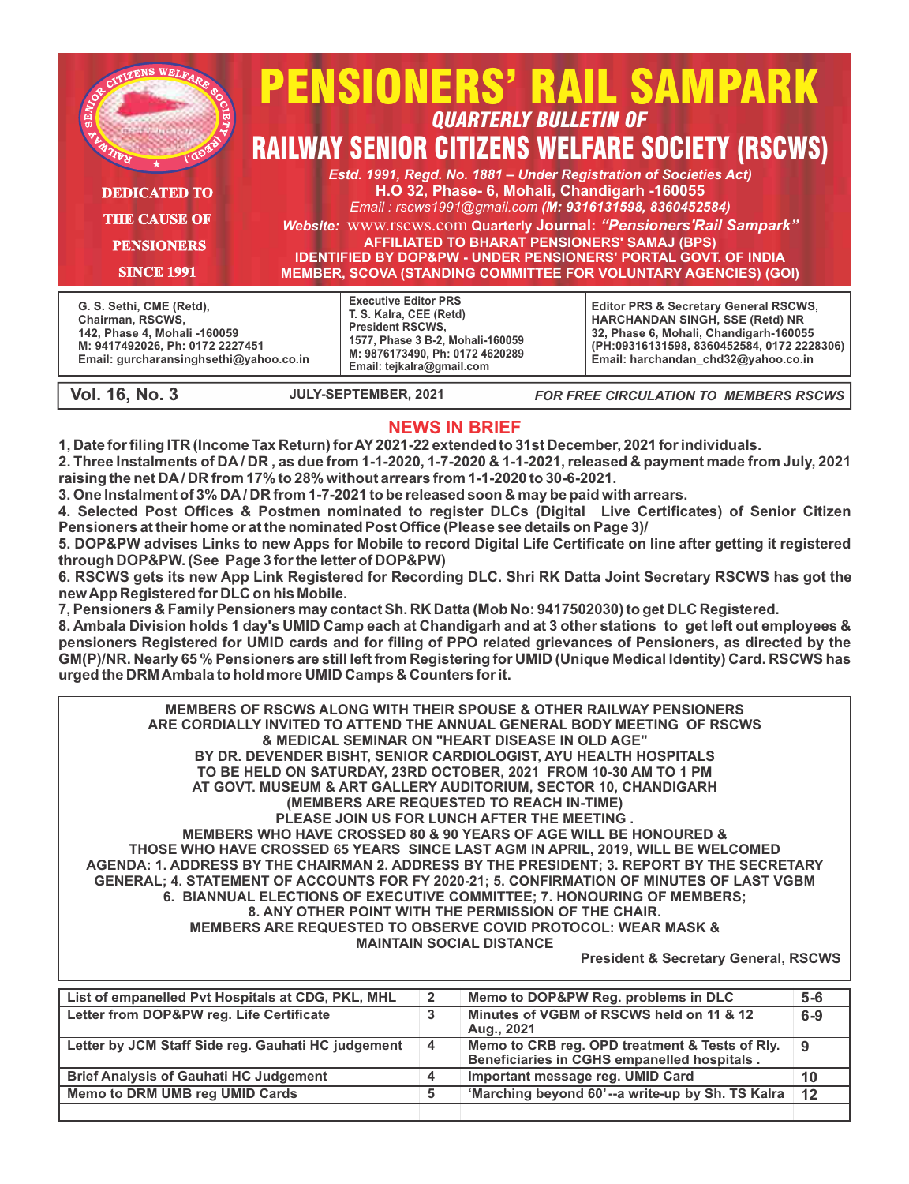# PENSIONERS' RAIL SAMPARK

### *QUARTERLY BULLETIN OF*

## RAILWAY SENIOR CITIZENS WELFARE SOCIETY (RSCWS)

**DEDICATED TO THE CAUSE OF PENSIONERS SINCE 1991**

*Estd. 1991, Regd. No. 1881 – Under Registration of Societies Act)*
**H.O 32, Phase- 6, Mohali, Chandigarh -160055**
*Email : rscws1991@gmail.com* ***(M: 9316131598, 8360452584)***
***Website:*** www.rscws.com **Quarterly Journal:** ***"Pensioners'Rail Sampark"***
**AFFILIATED TO BHARAT PENSIONERS' SAMAJ (BPS)**
**IDENTIFIED BY DOP&PW - UNDER PENSIONERS' PORTAL GOVT. OF INDIA**
**MEMBER, SCOVA (STANDING COMMITTEE FOR VOLUNTARY AGENCIES) (GOI)**

| G. S. Sethi, CME (Retd), Chairman, RSCWS, 142, Phase 4, Mohali -160059 M: 9417492026, Ph: 0172 2227451 Email: gurcharansinghsethi@yahoo.co.in | Executive Editor PRS T. S. Kalra, CEE (Retd) President RSCWS, 1577, Phase 3 B-2, Mohali-160059 M: 9876173490, Ph: 0172 4620289 Email: tejkalra@gmail.com | Editor PRS & Secretary General RSCWS, HARCHANDAN SINGH, SSE (Retd) NR 32, Phase 6, Mohali, Chandigarh-160055 (PH:09316131598, 8360452584, 0172 2228306) Email: harchandan_chd32@yahoo.co.in |
|---|---|---|

**Vol. 16, No. 3** | **JULY-SEPTEMBER, 2021** | ***FOR FREE CIRCULATION TO MEMBERS RSCWS***

## NEWS IN BRIEF

**1, Date for filing ITR (Income Tax Return) for AY 2021-22 extended to 31st December, 2021 for individuals.**

**2. Three Instalments of DA / DR , as due from 1-1-2020, 1-7-2020 & 1-1-2021, released & payment made from July, 2021 raising the net DA / DR from 17% to 28% without arrears from 1-1-2020 to 30-6-2021.**

**3. One Instalment of 3% DA / DR from 1-7-2021 to be released soon & may be paid with arrears.**

**4. Selected Post Offices & Postmen nominated to register DLCs (Digital Live Certificates) of Senior Citizen Pensioners at their home or at the nominated Post Office (Please see details on Page 3)/**

**5. DOP&PW advises Links to new Apps for Mobile to record Digital Life Certificate on line after getting it registered through DOP&PW. (See Page 3 for the letter of DOP&PW)**

**6. RSCWS gets its new App Link Registered for Recording DLC. Shri RK Datta Joint Secretary RSCWS has got the new App Registered for DLC on his Mobile.**

**7, Pensioners & Family Pensioners may contact Sh. RK Datta (Mob No: 9417502030) to get DLC Registered.**

**8. Ambala Division holds 1 day's UMID Camp each at Chandigarh and at 3 other stations to get left out employees & pensioners Registered for UMID cards and for filing of PPO related grievances of Pensioners, as directed by the GM(P)/NR. Nearly 65 % Pensioners are still left from Registering for UMID (Unique Medical Identity) Card. RSCWS has urged the DRM Ambala to hold more UMID Camps & Counters for it.**

**MEMBERS OF RSCWS ALONG WITH THEIR SPOUSE & OTHER RAILWAY PENSIONERS ARE CORDIALLY INVITED TO ATTEND THE ANNUAL GENERAL BODY MEETING OF RSCWS & MEDICAL SEMINAR ON "HEART DISEASE IN OLD AGE" BY DR. DEVENDER BISHT, SENIOR CARDIOLOGIST, AYU HEALTH HOSPITALS TO BE HELD ON SATURDAY, 23RD OCTOBER, 2021 FROM 10-30 AM TO 1 PM AT GOVT. MUSEUM & ART GALLERY AUDITORIUM, SECTOR 10, CHANDIGARH (MEMBERS ARE REQUESTED TO REACH IN-TIME) PLEASE JOIN US FOR LUNCH AFTER THE MEETING . MEMBERS WHO HAVE CROSSED 80 & 90 YEARS OF AGE WILL BE HONOURED & THOSE WHO HAVE CROSSED 65 YEARS SINCE LAST AGM IN APRIL, 2019, WILL BE WELCOMED AGENDA: 1. ADDRESS BY THE CHAIRMAN 2. ADDRESS BY THE PRESIDENT; 3. REPORT BY THE SECRETARY GENERAL; 4. STATEMENT OF ACCOUNTS FOR FY 2020-21; 5. CONFIRMATION OF MINUTES OF LAST VGBM 6. BIANNUAL ELECTIONS OF EXECUTIVE COMMITTEE; 7. HONOURING OF MEMBERS; 8. ANY OTHER POINT WITH THE PERMISSION OF THE CHAIR. MEMBERS ARE REQUESTED TO OBSERVE COVID PROTOCOL: WEAR MASK & MAINTAIN SOCIAL DISTANCE**

**President & Secretary General, RSCWS**

| | | | |
|---|---|---|---|
| List of empanelled Pvt Hospitals at CDG, PKL, MHL | 2 | Memo to DOP&PW Reg. problems in DLC | 5-6 |
| Letter from DOP&PW reg. Life Certificate | 3 | Minutes of VGBM of RSCWS held on 11 & 12 Aug., 2021 | 6-9 |
| Letter by JCM Staff Side reg. Gauhati HC judgement | 4 | Memo to CRB reg. OPD treatment & Tests of Rly. Beneficiaries in CGHS empanelled hospitals . | 9 |
| Brief Analysis of Gauhati HC Judgement | 4 | Important message reg. UMID Card | 10 |
| Memo to DRM UMB reg UMID Cards | 5 | 'Marching beyond 60'--a write-up by Sh. TS Kalra | 12 |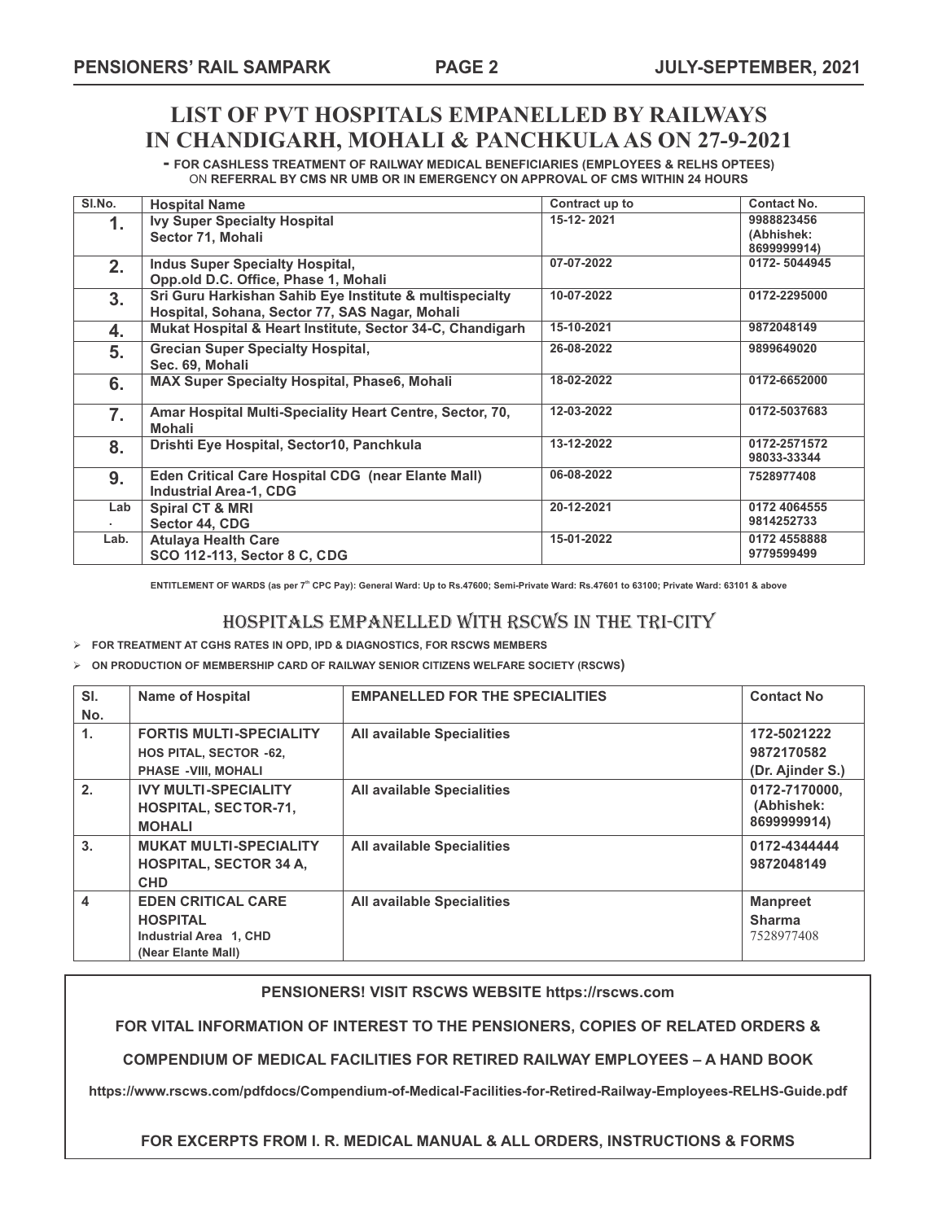# LIST OF PVT HOSPITALS EMPANELLED BY RAILWAYS IN CHANDIGARH, MOHALI & PANCHKULA AS ON 27-9-2021

**- FOR CASHLESS TREATMENT OF RAILWAY MEDICAL BENEFICIARIES (EMPLOYEES & RELHS OPTEES)** ON **REFERRAL BY CMS NR UMB OR IN EMERGENCY ON APPROVAL OF CMS WITHIN 24 HOURS**

| Sl.No. | Hospital Name | Contract up to | Contact No. |
|---|---|---|---|
| 1. | Ivy Super Specialty Hospital Sector 71, Mohali | 15-12- 2021 | 9988823456 (Abhishek: 8699999914) |
| 2. | Indus Super Specialty Hospital, Opp.old D.C. Office, Phase 1, Mohali | 07-07-2022 | 0172- 5044945 |
| 3. | Sri Guru Harkishan Sahib Eye Institute & multispecialty Hospital, Sohana, Sector 77, SAS Nagar, Mohali | 10-07-2022 | 0172-2295000 |
| 4. | Mukat Hospital & Heart Institute, Sector 34-C, Chandigarh | 15-10-2021 | 9872048149 |
| 5. | Grecian Super Specialty Hospital, Sec. 69, Mohali | 26-08-2022 | 9899649020 |
| 6. | MAX Super Specialty Hospital, Phase6, Mohali | 18-02-2022 | 0172-6652000 |
| 7. | Amar Hospital Multi-Speciality Heart Centre, Sector, 70, Mohali | 12-03-2022 | 0172-5037683 |
| 8. | Drishti Eye Hospital, Sector10, Panchkula | 13-12-2022 | 0172-2571572 98033-33344 |
| 9. | Eden Critical Care Hospital CDG (near Elante Mall) Industrial Area-1, CDG | 06-08-2022 | 7528977408 |
| Lab. | Spiral CT & MRI Sector 44, CDG | 20-12-2021 | 0172 4064555 9814252733 |
| Lab. | Atulaya Health Care SCO 112-113, Sector 8 C, CDG | 15-01-2022 | 0172 4558888 9779599499 |

**ENTITLEMENT OF WARDS (as per 7th CPC Pay): General Ward: Up to Rs.47600; Semi-Private Ward: Rs.47601 to 63100; Private Ward: 63101 & above**

## HOSPITALS EMPANELLED WITH RSCWS IN THE TRI-CITY

- **FOR TREATMENT AT CGHS RATES IN OPD, IPD & DIAGNOSTICS, FOR RSCWS MEMBERS**
- **ON PRODUCTION OF MEMBERSHIP CARD OF RAILWAY SENIOR CITIZENS WELFARE SOCIETY (RSCWS)**

| Sl. No. | Name of Hospital | EMPANELLED FOR THE SPECIALITIES | Contact No |
|---|---|---|---|
| 1. | FORTIS MULTI-SPECIALITY HOS PITAL, SECTOR -62, PHASE -VIII, MOHALI | All available Specialities | 172-5021222 9872170582 (Dr. Ajinder S.) |
| 2. | IVY MULTI-SPECIALITY HOSPITAL, SECTOR-71, MOHALI | All available Specialities | 0172-7170000, (Abhishek: 8699999914) |
| 3. | MUKAT MULTI-SPECIALITY HOSPITAL, SECTOR 34 A, CHD | All available Specialities | 0172-4344444 9872048149 |
| 4 | EDEN CRITICAL CARE HOSPITAL Industrial Area 1, CHD (Near Elante Mall) | All available Specialities | Manpreet Sharma 7528977408 |

**PENSIONERS! VISIT RSCWS WEBSITE https://rscws.com**

**FOR VITAL INFORMATION OF INTEREST TO THE PENSIONERS, COPIES OF RELATED ORDERS &**

**COMPENDIUM OF MEDICAL FACILITIES FOR RETIRED RAILWAY EMPLOYEES – A HAND BOOK**

**https://www.rscws.com/pdfdocs/Compendium-of-Medical-Facilities-for-Retired-Railway-Employees-RELHS-Guide.pdf**

**FOR EXCERPTS FROM I. R. MEDICAL MANUAL & ALL ORDERS, INSTRUCTIONS & FORMS**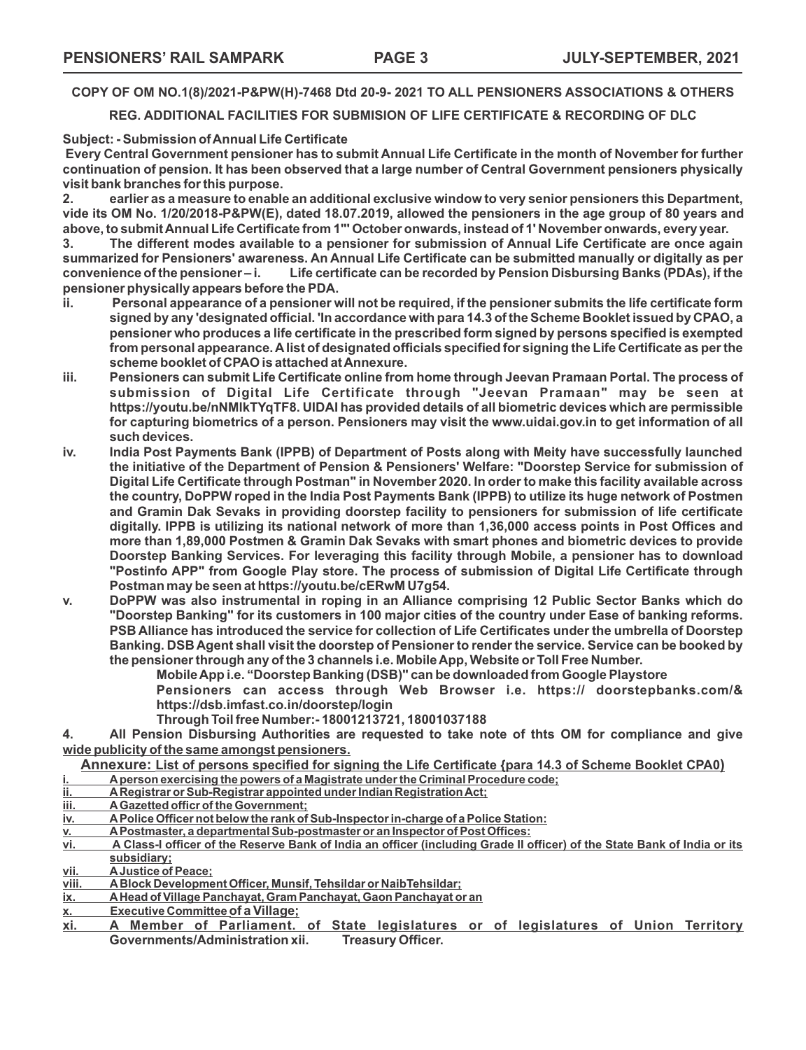**COPY OF OM NO.1(8)/2021-P&PW(H)-7468 Dtd 20-9- 2021 TO ALL PENSIONERS ASSOCIATIONS & OTHERS**

**REG. ADDITIONAL FACILITIES FOR SUBMISION OF LIFE CERTIFICATE & RECORDING OF DLC**

**Subject: - Submission of Annual Life Certificate**

**Every Central Government pensioner has to submit Annual Life Certificate in the month of November for further continuation of pension. It has been observed that a large number of Central Government pensioners physically visit bank branches for this purpose.**

**2. earlier as a measure to enable an additional exclusive window to very senior pensioners this Department, vide its OM No. 1/20/2018-P&PW(E), dated 18.07.2019, allowed the pensioners in the age group of 80 years and above, to submit Annual Life Certificate from 1"' October onwards, instead of 1' November onwards, every year.**

**3. The different modes available to a pensioner for submission of Annual Life Certificate are once again summarized for Pensioners' awareness. An Annual Life Certificate can be submitted manually or digitally as per convenience of the pensioner – i. Life certificate can be recorded by Pension Disbursing Banks (PDAs), if the pensioner physically appears before the PDA.**

**ii. Personal appearance of a pensioner will not be required, if the pensioner submits the life certificate form signed by any 'designated official. 'In accordance with para 14.3 of the Scheme Booklet issued by CPAO, a pensioner who produces a life certificate in the prescribed form signed by persons specified is exempted from personal appearance. A list of designated officials specified for signing the Life Certificate as per the scheme booklet of CPAO is attached at Annexure.**

**iii. Pensioners can submit Life Certificate online from home through Jeevan Pramaan Portal. The process of submission of Digital Life Certificate through "Jeevan Pramaan" may be seen at https://youtu.be/nNMlkTYqTF8. UIDAI has provided details of all biometric devices which are permissible for capturing biometrics of a person. Pensioners may visit the www.uidai.gov.in to get information of all such devices.**

**iv. India Post Payments Bank (IPPB) of Department of Posts along with Meity have successfully launched the initiative of the Department of Pension & Pensioners' Welfare: "Doorstep Service for submission of Digital Life Certificate through Postman" in November 2020. In order to make this facility available across the country, DoPPW roped in the India Post Payments Bank (IPPB) to utilize its huge network of Postmen and Gramin Dak Sevaks in providing doorstep facility to pensioners for submission of life certificate digitally. IPPB is utilizing its national network of more than 1,36,000 access points in Post Offices and more than 1,89,000 Postmen & Gramin Dak Sevaks with smart phones and biometric devices to provide Doorstep Banking Services. For leveraging this facility through Mobile, a pensioner has to download "Postinfo APP" from Google Play store. The process of submission of Digital Life Certificate through Postman may be seen at https://youtu.be/cERwM U7g54.**

**v. DoPPW was also instrumental in roping in an Alliance comprising 12 Public Sector Banks which do "Doorstep Banking" for its customers in 100 major cities of the country under Ease of banking reforms. PSB Alliance has introduced the service for collection of Life Certificates under the umbrella of Doorstep Banking. DSB Agent shall visit the doorstep of Pensioner to render the service. Service can be booked by the pensioner through any of the 3 channels i.e. Mobile App, Website or Toll Free Number.**

**Mobile App i.e. "Doorstep Banking (DSB)" can be downloaded from Google Playstore**

**Pensioners can access through Web Browser i.e. https:// doorstepbanks.com/& https://dsb.imfast.co.in/doorstep/login**

**Through Toil free Number:- 18001213721, 18001037188**

**4. All Pension Disbursing Authorities are requested to take note of thts OM for compliance and give wide publicity of the same amongst pensioners.**

**Annexure: List of persons specified for signing the Life Certificate {para 14.3 of Scheme Booklet CPA0)**

i. A person exercising the powers of a Magistrate under the Criminal Procedure code;
ii. A Registrar or Sub-Registrar appointed under Indian Registration Act;
iii. A Gazetted officr of the Government;
iv. A Police Officer not below the rank of Sub-Inspector in-charge of a Police Station:
v. A Postmaster, a departmental Sub-postmaster or an Inspector of Post Offices:
vi. A Class-I officer of the Reserve Bank of India an officer (including Grade II officer) of the State Bank of India or its subsidiary;
vii. A Justice of Peace;
viii. A Block Development Officer, Munsif, Tehsildar or Naib Tehsildar;
ix. A Head of Village Panchayat, Gram Panchayat, Gaon Panchayat or an
x. Executive Committee of a Village;
xi. A Member of Parliament. of State legislatures or of legislatures of Union Territory Governments/Administration xii. Treasury Officer.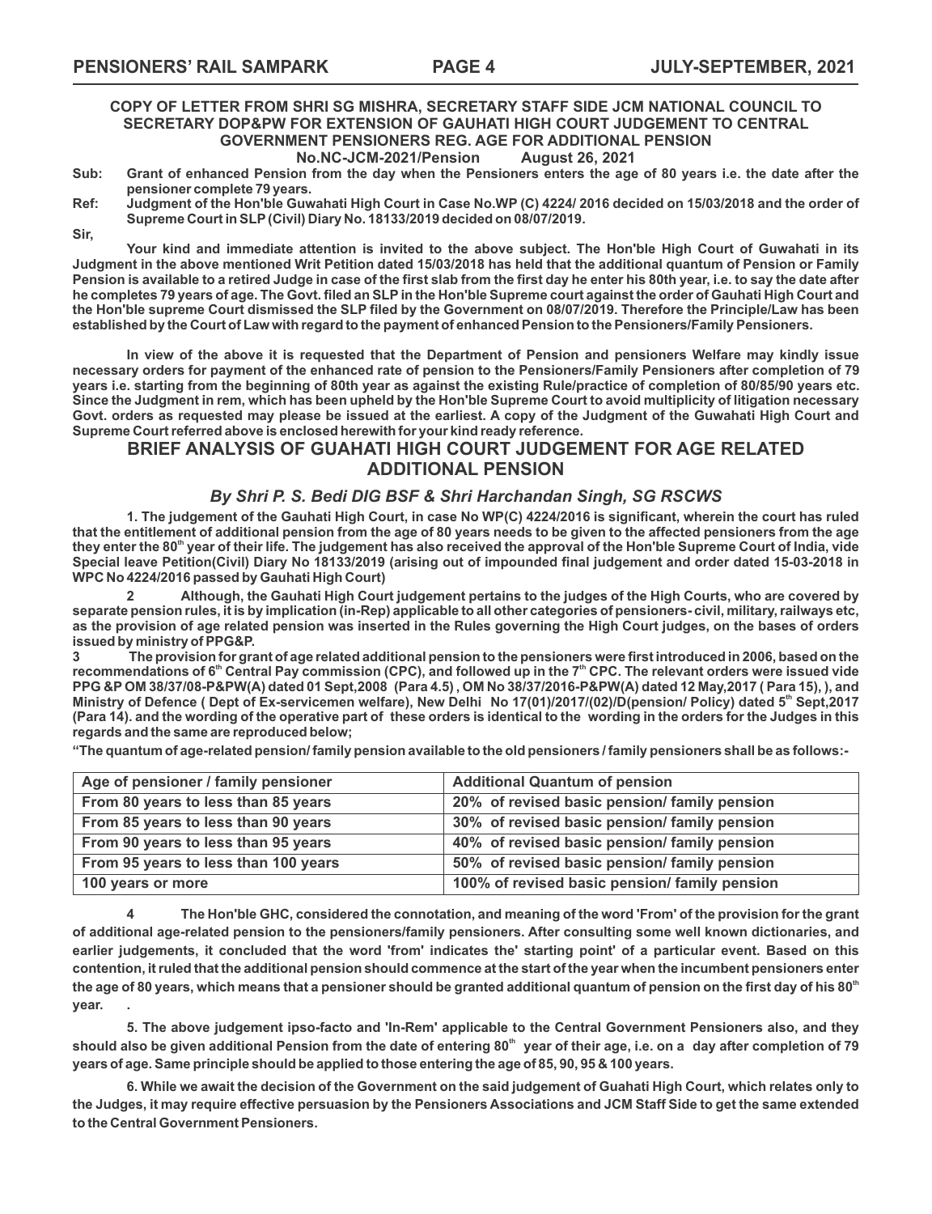### COPY OF LETTER FROM SHRI SG MISHRA, SECRETARY STAFF SIDE JCM NATIONAL COUNCIL TO SECRETARY DOP&PW FOR EXTENSION OF GAUHATI HIGH COURT JUDGEMENT TO CENTRAL GOVERNMENT PENSIONERS REG. AGE FOR ADDITIONAL PENSION

**No.NC-JCM-2021/Pension August 26, 2021**

**Sub:** **Grant of enhanced Pension from the day when the Pensioners enters the age of 80 years i.e. the date after the pensioner complete 79 years.**

**Ref:** **Judgment of the Hon'ble Guwahati High Court in Case No.WP (C) 4224/ 2016 decided on 15/03/2018 and the order of Supreme Court in SLP (Civil) Diary No. 18133/2019 decided on 08/07/2019.**

**Sir,**

**Your kind and immediate attention is invited to the above subject. The Hon'ble High Court of Guwahati in its Judgment in the above mentioned Writ Petition dated 15/03/2018 has held that the additional quantum of Pension or Family Pension is available to a retired Judge in case of the first slab from the first day he enter his 80th year, i.e. to say the date after he completes 79 years of age. The Govt. filed an SLP in the Hon'ble Supreme court against the order of Gauhati High Court and the Hon'ble supreme Court dismissed the SLP filed by the Government on 08/07/2019. Therefore the Principle/Law has been established by the Court of Law with regard to the payment of enhanced Pension to the Pensioners/Family Pensioners.**

**In view of the above it is requested that the Department of Pension and pensioners Welfare may kindly issue necessary orders for payment of the enhanced rate of pension to the Pensioners/Family Pensioners after completion of 79 years i.e. starting from the beginning of 80th year as against the existing Rule/practice of completion of 80/85/90 years etc. Since the Judgment in rem, which has been upheld by the Hon'ble Supreme Court to avoid multiplicity of litigation necessary Govt. orders as requested may please be issued at the earliest. A copy of the Judgment of the Guwahati High Court and Supreme Court referred above is enclosed herewith for your kind ready reference.**

## BRIEF ANALYSIS OF GUAHATI HIGH COURT JUDGEMENT FOR AGE RELATED ADDITIONAL PENSION

***By Shri P. S. Bedi DIG BSF & Shri Harchandan Singh, SG RSCWS***

**1. The judgement of the Gauhati High Court, in case No WP(C) 4224/2016 is significant, wherein the court has ruled that the entitlement of additional pension from the age of 80 years needs to be given to the affected pensioners from the age they enter the 80th year of their life. The judgement has also received the approval of the Hon'ble Supreme Court of India, vide Special leave Petition(Civil) Diary No 18133/2019 (arising out of impounded final judgement and order dated 15-03-2018 in WPC No 4224/2016 passed by Gauhati High Court)**

**2 Although, the Gauhati High Court judgement pertains to the judges of the High Courts, who are covered by separate pension rules, it is by implication (in-Rep) applicable to all other categories of pensioners- civil, military, railways etc, as the provision of age related pension was inserted in the Rules governing the High Court judges, on the bases of orders issued by ministry of PPG&P.**

**3 The provision for grant of age related additional pension to the pensioners were first introduced in 2006, based on the recommendations of 6th Central Pay commission (CPC), and followed up in the 7th CPC. The relevant orders were issued vide PPG &P OM 38/37/08-P&PW(A) dated 01 Sept,2008 (Para 4.5) , OM No 38/37/2016-P&PW(A) dated 12 May,2017 ( Para 15), ), and Ministry of Defence ( Dept of Ex-servicemen welfare), New Delhi No 17(01)/2017/(02)/D(pension/ Policy) dated 5th Sept,2017 (Para 14). and the wording of the operative part of these orders is identical to the wording in the orders for the Judges in this regards and the same are reproduced below;**

**"The quantum of age-related pension/ family pension available to the old pensioners / family pensioners shall be as follows:-**

| Age of pensioner / family pensioner | Additional Quantum of pension |
|---|---|
| From 80 years to less than 85 years | 20% of revised basic pension/ family pension |
| From 85 years to less than 90 years | 30% of revised basic pension/ family pension |
| From 90 years to less than 95 years | 40% of revised basic pension/ family pension |
| From 95 years to less than 100 years | 50% of revised basic pension/ family pension |
| 100 years or more | 100% of revised basic pension/ family pension |

**4 The Hon'ble GHC, considered the connotation, and meaning of the word 'From' of the provision for the grant of additional age-related pension to the pensioners/family pensioners. After consulting some well known dictionaries, and earlier judgements, it concluded that the word 'from' indicates the' starting point' of a particular event. Based on this contention, it ruled that the additional pension should commence at the start of the year when the incumbent pensioners enter the age of 80 years, which means that a pensioner should be granted additional quantum of pension on the first day of his 80th year. .**

**5. The above judgement ipso-facto and 'In-Rem' applicable to the Central Government Pensioners also, and they should also be given additional Pension from the date of entering 80th year of their age, i.e. on a day after completion of 79 years of age. Same principle should be applied to those entering the age of 85, 90, 95 & 100 years.**

**6. While we await the decision of the Government on the said judgement of Guahati High Court, which relates only to the Judges, it may require effective persuasion by the Pensioners Associations and JCM Staff Side to get the same extended to the Central Government Pensioners.**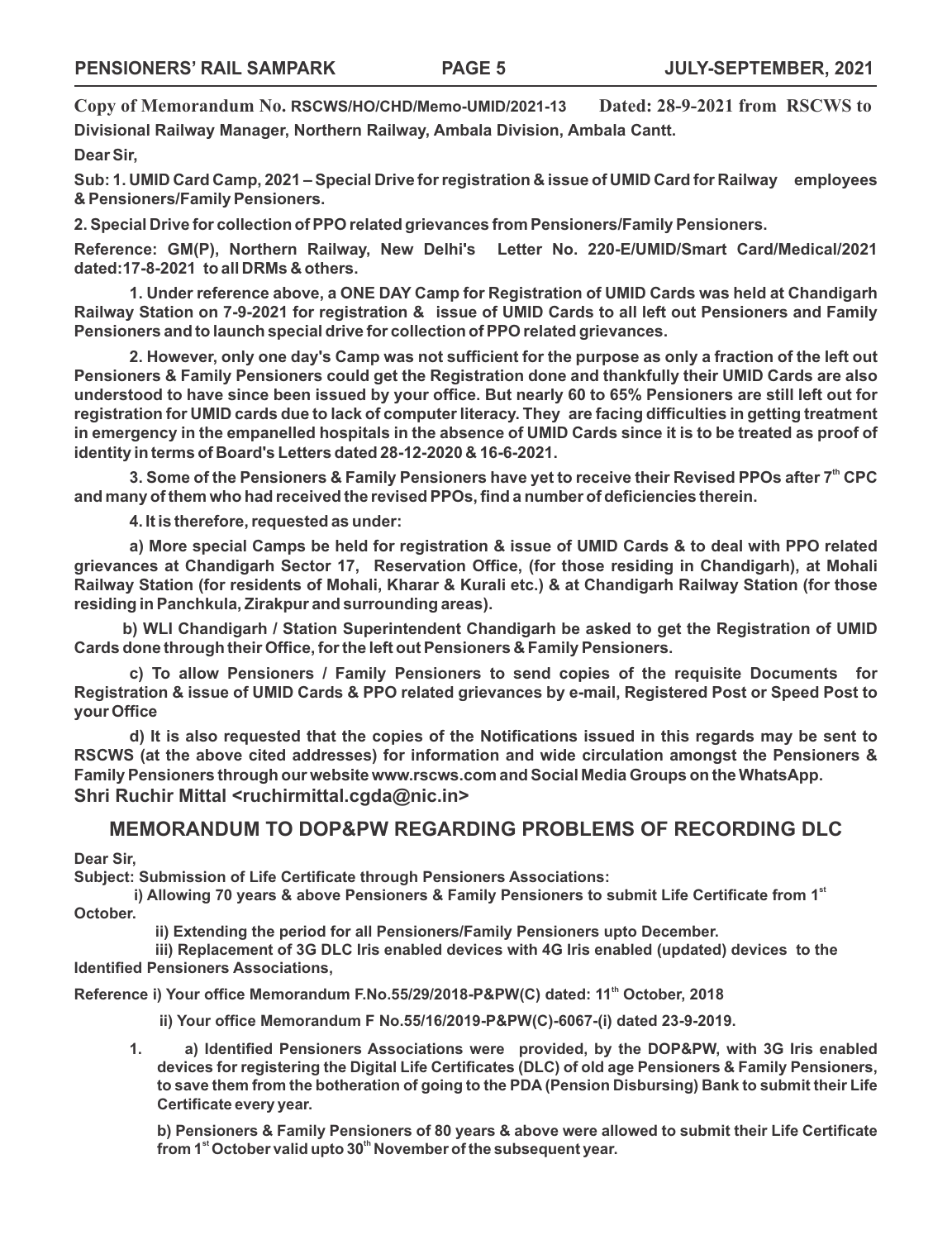**Copy of Memorandum No. RSCWS/HO/CHD/Memo-UMID/2021-13 Dated: 28-9-2021 from RSCWS to Divisional Railway Manager, Northern Railway, Ambala Division, Ambala Cantt.**

**Dear Sir,**

**Sub: 1. UMID Card Camp, 2021 – Special Drive for registration & issue of UMID Card for Railway employees & Pensioners/Family Pensioners.**

**2. Special Drive for collection of PPO related grievances from Pensioners/Family Pensioners.**

**Reference: GM(P), Northern Railway, New Delhi's Letter No. 220-E/UMID/Smart Card/Medical/2021 dated:17-8-2021 to all DRMs & others.**

**1. Under reference above, a ONE DAY Camp for Registration of UMID Cards was held at Chandigarh Railway Station on 7-9-2021 for registration & issue of UMID Cards to all left out Pensioners and Family Pensioners and to launch special drive for collection of PPO related grievances.**

**2. However, only one day's Camp was not sufficient for the purpose as only a fraction of the left out Pensioners & Family Pensioners could get the Registration done and thankfully their UMID Cards are also understood to have since been issued by your office. But nearly 60 to 65% Pensioners are still left out for registration for UMID cards due to lack of computer literacy. They are facing difficulties in getting treatment in emergency in the empanelled hospitals in the absence of UMID Cards since it is to be treated as proof of identity in terms of Board's Letters dated 28-12-2020 & 16-6-2021.**

**3. Some of the Pensioners & Family Pensioners have yet to receive their Revised PPOs after 7th CPC and many of them who had received the revised PPOs, find a number of deficiencies therein.**

**4. It is therefore, requested as under:**

**a) More special Camps be held for registration & issue of UMID Cards & to deal with PPO related grievances at Chandigarh Sector 17, Reservation Office, (for those residing in Chandigarh), at Mohali Railway Station (for residents of Mohali, Kharar & Kurali etc.) & at Chandigarh Railway Station (for those residing in Panchkula, Zirakpur and surrounding areas).**

**b) WLI Chandigarh / Station Superintendent Chandigarh be asked to get the Registration of UMID Cards done through their Office, for the left out Pensioners & Family Pensioners.**

**c) To allow Pensioners / Family Pensioners to send copies of the requisite Documents for Registration & issue of UMID Cards & PPO related grievances by e-mail, Registered Post or Speed Post to your Office**

**d) It is also requested that the copies of the Notifications issued in this regards may be sent to RSCWS (at the above cited addresses) for information and wide circulation amongst the Pensioners & Family Pensioners through our website www.rscws.com and Social Media Groups on the WhatsApp.**

**Shri Ruchir Mittal <ruchirmittal.cgda@nic.in>**

## MEMORANDUM TO DOP&PW REGARDING PROBLEMS OF RECORDING DLC

**Dear Sir,**

**Subject: Submission of Life Certificate through Pensioners Associations:**

**i) Allowing 70 years & above Pensioners & Family Pensioners to submit Life Certificate from 1st October.**

**ii) Extending the period for all Pensioners/Family Pensioners upto December.**

**iii) Replacement of 3G DLC Iris enabled devices with 4G Iris enabled (updated) devices to the Identified Pensioners Associations,**

**Reference i) Your office Memorandum F.No.55/29/2018-P&PW(C) dated: 11th October, 2018**

**ii) Your office Memorandum F No.55/16/2019-P&PW(C)-6067-(i) dated 23-9-2019.**

**1. a) Identified Pensioners Associations were provided, by the DOP&PW, with 3G Iris enabled devices for registering the Digital Life Certificates (DLC) of old age Pensioners & Family Pensioners, to save them from the botheration of going to the PDA (Pension Disbursing) Bank to submit their Life Certificate every year.**

**b) Pensioners & Family Pensioners of 80 years & above were allowed to submit their Life Certificate from 1st October valid upto 30th November of the subsequent year.**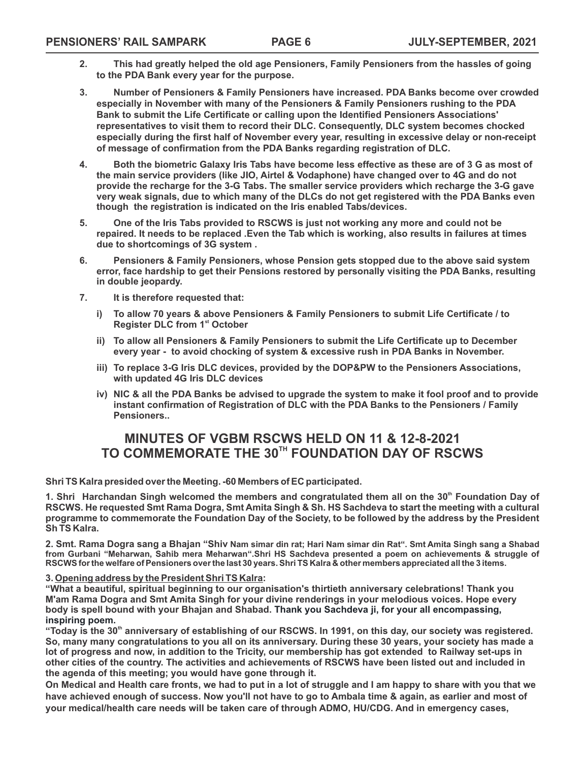**2.** This had greatly helped the old age Pensioners, Family Pensioners from the hassles of going to the PDA Bank every year for the purpose.

**3.** Number of Pensioners & Family Pensioners have increased. PDA Banks become over crowded especially in November with many of the Pensioners & Family Pensioners rushing to the PDA Bank to submit the Life Certificate or calling upon the Identified Pensioners Associations' representatives to visit them to record their DLC. Consequently, DLC system becomes chocked especially during the first half of November every year, resulting in excessive delay or non-receipt of message of confirmation from the PDA Banks regarding registration of DLC.

**4.** Both the biometric Galaxy Iris Tabs have become less effective as these are of 3 G as most of the main service providers (like JIO, Airtel & Vodaphone) have changed over to 4G and do not provide the recharge for the 3-G Tabs. The smaller service providers which recharge the 3-G gave very weak signals, due to which many of the DLCs do not get registered with the PDA Banks even though the registration is indicated on the Iris enabled Tabs/devices.

**5.** One of the Iris Tabs provided to RSCWS is just not working any more and could not be repaired. It needs to be replaced .Even the Tab which is working, also results in failures at times due to shortcomings of 3G system .

**6.** Pensioners & Family Pensioners, whose Pension gets stopped due to the above said system error, face hardship to get their Pensions restored by personally visiting the PDA Banks, resulting in double jeopardy.

**7.** It is therefore requested that:

- i) To allow 70 years & above Pensioners & Family Pensioners to submit Life Certificate / to Register DLC from 1st October
- ii) To allow all Pensioners & Family Pensioners to submit the Life Certificate up to December every year - to avoid chocking of system & excessive rush in PDA Banks in November.
- iii) To replace 3-G Iris DLC devices, provided by the DOP&PW to the Pensioners Associations, with updated 4G Iris DLC devices
- iv) NIC & all the PDA Banks be advised to upgrade the system to make it fool proof and to provide instant confirmation of Registration of DLC with the PDA Banks to the Pensioners / Family Pensioners..

## MINUTES OF VGBM RSCWS HELD ON 11 & 12-8-2021 TO COMMEMORATE THE 30TH FOUNDATION DAY OF RSCWS

**Shri TS Kalra presided over the Meeting. -60 Members of EC participated.**

**1.** Shri Harchandan Singh welcomed the members and congratulated them all on the 30th Foundation Day of RSCWS. He requested Smt Rama Dogra, Smt Amita Singh & Sh. HS Sachdeva to start the meeting with a cultural programme to commemorate the Foundation Day of the Society, to be followed by the address by the President Sh TS Kalra.

**2.** Smt. Rama Dogra sang a Bhajan "Shiv Nam simar din rat; Hari Nam simar din Rat". Smt Amita Singh sang a Shabad from Gurbani "Meharwan, Sahib mera Meharwan".Shri HS Sachdeva presented a poem on achievements & struggle of RSCWS for the welfare of Pensioners over the last 30 years. Shri TS Kalra & other members appreciated all the 3 items.

**3. <u>Opening address by the President Shri TS Kalra</u>:**

"What a beautiful, spiritual beginning to our organisation's thirtieth anniversary celebrations! Thank you M'am Rama Dogra and Smt Amita Singh for your divine renderings in your melodious voices. Hope every body is spell bound with your Bhajan and Shabad. Thank you Sachdeva ji, for your all encompassing, inspiring poem.

"Today is the 30th anniversary of establishing of our RSCWS. In 1991, on this day, our society was registered. So, many many congratulations to you all on its anniversary. During these 30 years, your society has made a lot of progress and now, in addition to the Tricity, our membership has got extended to Railway set-ups in other cities of the country. The activities and achievements of RSCWS have been listed out and included in the agenda of this meeting; you would have gone through it.

On Medical and Health care fronts, we had to put in a lot of struggle and I am happy to share with you that we have achieved enough of success. Now you'll not have to go to Ambala time & again, as earlier and most of your medical/health care needs will be taken care of through ADMO, HU/CDG. And in emergency cases,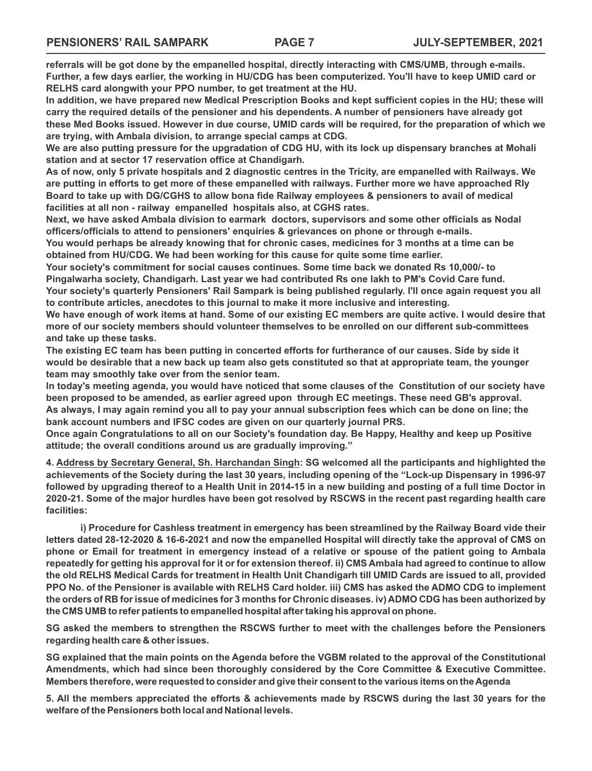**referrals will be got done by the empanelled hospital, directly interacting with CMS/UMB, through e-mails. Further, a few days earlier, the working in HU/CDG has been computerized. You'll have to keep UMID card or RELHS card alongwith your PPO number, to get treatment at the HU.**

**In addition, we have prepared new Medical Prescription Books and kept sufficient copies in the HU; these will carry the required details of the pensioner and his dependents. A number of pensioners have already got these Med Books issued. However in due course, UMID cards will be required, for the preparation of which we are trying, with Ambala division, to arrange special camps at CDG.**

**We are also putting pressure for the upgradation of CDG HU, with its lock up dispensary branches at Mohali station and at sector 17 reservation office at Chandigarh.**

**As of now, only 5 private hospitals and 2 diagnostic centres in the Tricity, are empanelled with Railways. We are putting in efforts to get more of these empanelled with railways. Further more we have approached Rly Board to take up with DG/CGHS to allow bona fide Railway employees & pensioners to avail of medical facilities at all non - railway empanelled hospitals also, at CGHS rates.**

**Next, we have asked Ambala division to earmark doctors, supervisors and some other officials as Nodal officers/officials to attend to pensioners' enquiries & grievances on phone or through e-mails.**

**You would perhaps be already knowing that for chronic cases, medicines for 3 months at a time can be obtained from HU/CDG. We had been working for this cause for quite some time earlier.**

**Your society's commitment for social causes continues. Some time back we donated Rs 10,000/- to Pingalwarha society, Chandigarh. Last year we had contributed Rs one lakh to PM's Covid Care fund.**

**Your society's quarterly Pensioners' Rail Sampark is being published regularly. I'll once again request you all to contribute articles, anecdotes to this journal to make it more inclusive and interesting.**

**We have enough of work items at hand. Some of our existing EC members are quite active. I would desire that more of our society members should volunteer themselves to be enrolled on our different sub-committees and take up these tasks.**

**The existing EC team has been putting in concerted efforts for furtherance of our causes. Side by side it would be desirable that a new back up team also gets constituted so that at appropriate team, the younger team may smoothly take over from the senior team.**

**In today's meeting agenda, you would have noticed that some clauses of the Constitution of our society have been proposed to be amended, as earlier agreed upon through EC meetings. These need GB's approval.**

**As always, I may again remind you all to pay your annual subscription fees which can be done on line; the bank account numbers and IFSC codes are given on our quarterly journal PRS.**

**Once again Congratulations to all on our Society's foundation day. Be Happy, Healthy and keep up Positive attitude; the overall conditions around us are gradually improving."**

**4. Address by Secretary General, Sh. Harchandan Singh: SG welcomed all the participants and highlighted the achievements of the Society during the last 30 years, including opening of the "Lock-up Dispensary in 1996-97 followed by upgrading thereof to a Health Unit in 2014-15 in a new building and posting of a full time Doctor in 2020-21. Some of the major hurdles have been got resolved by RSCWS in the recent past regarding health care facilities:**

**i) Procedure for Cashless treatment in emergency has been streamlined by the Railway Board vide their letters dated 28-12-2020 & 16-6-2021 and now the empanelled Hospital will directly take the approval of CMS on phone or Email for treatment in emergency instead of a relative or spouse of the patient going to Ambala repeatedly for getting his approval for it or for extension thereof. ii) CMS Ambala had agreed to continue to allow the old RELHS Medical Cards for treatment in Health Unit Chandigarh till UMID Cards are issued to all, provided PPO No. of the Pensioner is available with RELHS Card holder. iii) CMS has asked the ADMO CDG to implement the orders of RB for issue of medicines for 3 months for Chronic diseases. iv) ADMO CDG has been authorized by the CMS UMB to refer patients to empanelled hospital after taking his approval on phone.**

**SG asked the members to strengthen the RSCWS further to meet with the challenges before the Pensioners regarding health care & other issues.**

**SG explained that the main points on the Agenda before the VGBM related to the approval of the Constitutional Amendments, which had since been thoroughly considered by the Core Committee & Executive Committee. Members therefore, were requested to consider and give their consent to the various items on the Agenda**

**5. All the members appreciated the efforts & achievements made by RSCWS during the last 30 years for the welfare of the Pensioners both local and National levels.**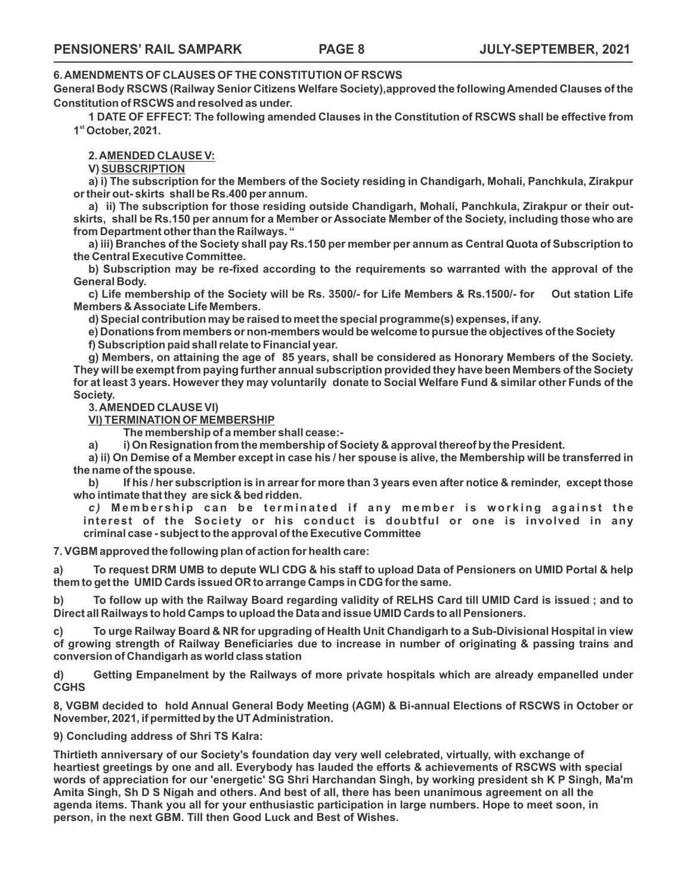**6. AMENDMENTS OF CLAUSES OF THE CONSTITUTION OF RSCWS**

**General Body RSCWS (Railway Senior Citizens Welfare Society),approved the following Amended Clauses of the Constitution of RSCWS and resolved as under.**

**1 DATE OF EFFECT: The following amended Clauses in the Constitution of RSCWS shall be effective from 1st October, 2021.**

**2. <u>AMENDED CLAUSE V:</u>**

**V) <u>SUBSCRIPTION</u>**

**a) i) The subscription for the Members of the Society residing in Chandigarh, Mohali, Panchkula, Zirakpur or their out- skirts shall be Rs.400 per annum.**

**a) ii) The subscription for those residing outside Chandigarh, Mohali, Panchkula, Zirakpur or their out-skirts, shall be Rs.150 per annum for a Member or Associate Member of the Society, including those who are from Department other than the Railways. "**

**a) iii) Branches of the Society shall pay Rs.150 per member per annum as Central Quota of Subscription to the Central Executive Committee.**

**b) Subscription may be re-fixed according to the requirements so warranted with the approval of the General Body.**

**c) Life membership of the Society will be Rs. 3500/- for Life Members & Rs.1500/- for Out station Life Members & Associate Life Members.**

**d) Special contribution may be raised to meet the special programme(s) expenses, if any.**

**e) Donations from members or non-members would be welcome to pursue the objectives of the Society**

**f) Subscription paid shall relate to Financial year.**

**g) Members, on attaining the age of 85 years, shall be considered as Honorary Members of the Society. They will be exempt from paying further annual subscription provided they have been Members of the Society for at least 3 years. However they may voluntarily donate to Social Welfare Fund & similar other Funds of the Society.**

**3. AMENDED CLAUSE VI)**

**<u>VI) TERMINATION OF MEMBERSHIP</u>**

**The membership of a member shall cease:-**

**a) i) On Resignation from the membership of Society & approval thereof by the President.**

**a) ii) On Demise of a Member except in case his / her spouse is alive, the Membership will be transferred in the name of the spouse.**

**b) If his / her subscription is in arrear for more than 3 years even after notice & reminder, except those who intimate that they are sick & bed ridden.**

***c)* Membership can be terminated if any member is working against the interest of the Society or his conduct is doubtful or one is involved in any criminal case - subject to the approval of the Executive Committee**

**7. VGBM approved the following plan of action for health care:**

**a) To request DRM UMB to depute WLI CDG & his staff to upload Data of Pensioners on UMID Portal & help them to get the UMID Cards issued OR to arrange Camps in CDG for the same.**

**b) To follow up with the Railway Board regarding validity of RELHS Card till UMID Card is issued ; and to Direct all Railways to hold Camps to upload the Data and issue UMID Cards to all Pensioners.**

**c) To urge Railway Board & NR for upgrading of Health Unit Chandigarh to a Sub-Divisional Hospital in view of growing strength of Railway Beneficiaries due to increase in number of originating & passing trains and conversion of Chandigarh as world class station**

**d) Getting Empanelment by the Railways of more private hospitals which are already empanelled under CGHS**

**8, VGBM decided to hold Annual General Body Meeting (AGM) & Bi-annual Elections of RSCWS in October or November, 2021, if permitted by the UT Administration.**

**9) Concluding address of Shri TS Kalra:**

**Thirtieth anniversary of our Society's foundation day very well celebrated, virtually, with exchange of heartiest greetings by one and all. Everybody has lauded the efforts & achievements of RSCWS with special words of appreciation for our 'energetic' SG Shri Harchandan Singh, by working president sh K P Singh, Ma'm Amita Singh, Sh D S Nigah and others. And best of all, there has been unanimous agreement on all the agenda items. Thank you all for your enthusiastic participation in large numbers. Hope to meet soon, in person, in the next GBM. Till then Good Luck and Best of Wishes.**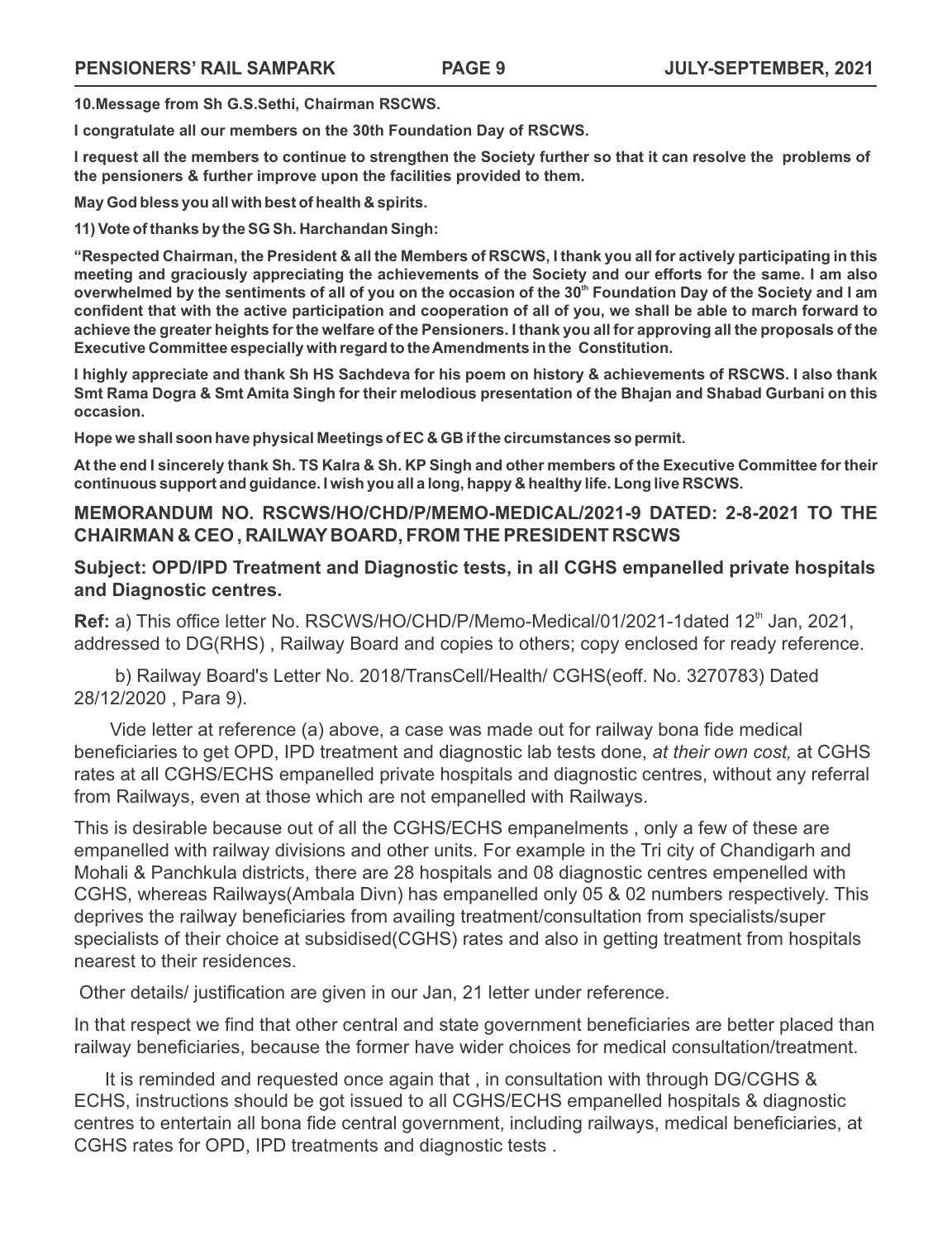**10.Message from Sh G.S.Sethi, Chairman RSCWS.**

**I congratulate all our members on the 30th Foundation Day of RSCWS.**

**I request all the members to continue to strengthen the Society further so that it can resolve the problems of the pensioners & further improve upon the facilities provided to them.**

**May God bless you all with best of health & spirits.**

**11) Vote of thanks by the SG Sh. Harchandan Singh:**

**"Respected Chairman, the President & all the Members of RSCWS, I thank you all for actively participating in this meeting and graciously appreciating the achievements of the Society and our efforts for the same. I am also overwhelmed by the sentiments of all of you on the occasion of the 30th Foundation Day of the Society and I am confident that with the active participation and cooperation of all of you, we shall be able to march forward to achieve the greater heights for the welfare of the Pensioners. I thank you all for approving all the proposals of the Executive Committee especially with regard to the Amendments in the Constitution.**

**I highly appreciate and thank Sh HS Sachdeva for his poem on history & achievements of RSCWS. I also thank Smt Rama Dogra & Smt Amita Singh for their melodious presentation of the Bhajan and Shabad Gurbani on this occasion.**

**Hope we shall soon have physical Meetings of EC & GB if the circumstances so permit.**

**At the end I sincerely thank Sh. TS Kalra & Sh. KP Singh and other members of the Executive Committee for their continuous support and guidance. I wish you all a long, happy & healthy life. Long live RSCWS.**

## MEMORANDUM NO. RSCWS/HO/CHD/P/MEMO-MEDICAL/2021-9 DATED: 2-8-2021 TO THE CHAIRMAN & CEO , RAILWAY BOARD, FROM THE PRESIDENT RSCWS

### Subject: OPD/IPD Treatment and Diagnostic tests, in all CGHS empanelled private hospitals and Diagnostic centres.

**Ref:** a) This office letter No. RSCWS/HO/CHD/P/Memo-Medical/01/2021-1dated 12th Jan, 2021, addressed to DG(RHS) , Railway Board and copies to others; copy enclosed for ready reference.

b) Railway Board's Letter No. 2018/TransCell/Health/ CGHS(eoff. No. 3270783) Dated 28/12/2020 , Para 9).

Vide letter at reference (a) above, a case was made out for railway bona fide medical beneficiaries to get OPD, IPD treatment and diagnostic lab tests done, *at their own cost,* at CGHS rates at all CGHS/ECHS empanelled private hospitals and diagnostic centres, without any referral from Railways, even at those which are not empanelled with Railways.

This is desirable because out of all the CGHS/ECHS empanelments , only a few of these are empanelled with railway divisions and other units. For example in the Tri city of Chandigarh and Mohali & Panchkula districts, there are 28 hospitals and 08 diagnostic centres empenelled with CGHS, whereas Railways(Ambala Divn) has empanelled only 05 & 02 numbers respectively. This deprives the railway beneficiaries from availing treatment/consultation from specialists/super specialists of their choice at subsidised(CGHS) rates and also in getting treatment from hospitals nearest to their residences.

Other details/ justification are given in our Jan, 21 letter under reference.

In that respect we find that other central and state government beneficiaries are better placed than railway beneficiaries, because the former have wider choices for medical consultation/treatment.

It is reminded and requested once again that , in consultation with through DG/CGHS & ECHS, instructions should be got issued to all CGHS/ECHS empanelled hospitals & diagnostic centres to entertain all bona fide central government, including railways, medical beneficiaries, at CGHS rates for OPD, IPD treatments and diagnostic tests .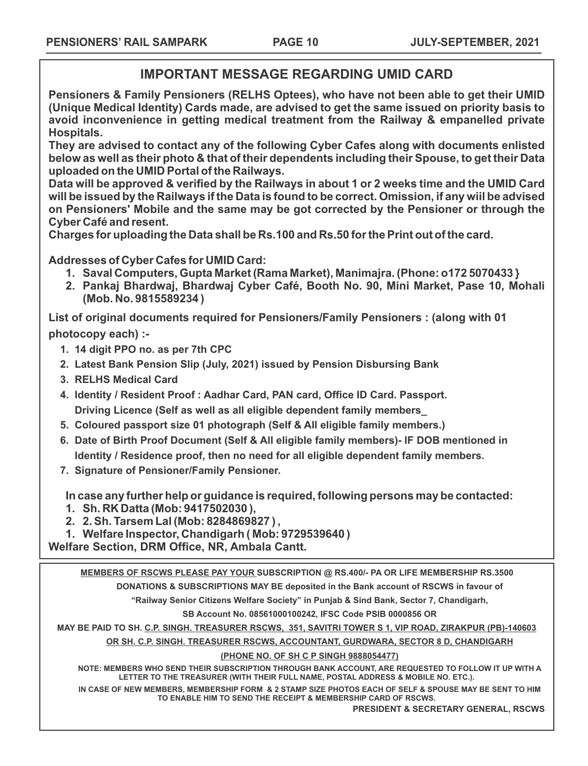## IMPORTANT MESSAGE REGARDING UMID CARD

**Pensioners & Family Pensioners (RELHS Optees), who have not been able to get their UMID (Unique Medical Identity) Cards made, are advised to get the same issued on priority basis to avoid inconvenience in getting medical treatment from the Railway & empanelled private Hospitals.**

**They are advised to contact any of the following Cyber Cafes along with documents enlisted below as well as their photo & that of their dependents including their Spouse, to get their Data uploaded on the UMID Portal of the Railways.**

**Data will be approved & verified by the Railways in about 1 or 2 weeks time and the UMID Card will be issued by the Railways if the Data is found to be correct. Omission, if any wiil be advised on Pensioners' Mobile and the same may be got corrected by the Pensioner or through the Cyber Café and resent.**

**Charges for uploading the Data shall be Rs.100 and Rs.50 for the Print out of the card.**

**Addresses of Cyber Cafes for UMID Card:**

1. **Saval Computers, Gupta Market (Rama Market), Manimajra. (Phone: o172 5070433 }**
2. **Pankaj Bhardwaj, Bhardwaj Cyber Café, Booth No. 90, Mini Market, Pase 10, Mohali (Mob. No. 9815589234 )**

**List of original documents required for Pensioners/Family Pensioners : (along with 01 photocopy each) :-**

1. **14 digit PPO no. as per 7th CPC**
2. **Latest Bank Pension Slip (July, 2021) issued by Pension Disbursing Bank**
3. **RELHS Medical Card**
4. **Identity / Resident Proof : Aadhar Card, PAN card, Office ID Card. Passport. Driving Licence (Self as well as all eligible dependent family members_**
5. **Coloured passport size 01 photograph (Self & All eligible family members.)**
6. **Date of Birth Proof Document (Self & All eligible family members)- IF DOB mentioned in Identity / Residence proof, then no need for all eligible dependent family members.**
7. **Signature of Pensioner/Family Pensioner.**

**In case any further help or guidance is required, following persons may be contacted:**

1. **Sh. RK Datta (Mob: 9417502030 ),**
2. **2. Sh. Tarsem Lal (Mob: 8284869827 ) ,**
1. **Welfare Inspector, Chandigarh ( Mob: 9729539640 )**

**Welfare Section, DRM Office, NR, Ambala Cantt.**

---

**MEMBERS OF RSCWS PLEASE PAY YOUR SUBSCRIPTION @ RS.400/- PA OR LIFE MEMBERSHIP RS.3500**

**DONATIONS & SUBSCRIPTIONS MAY BE deposited in the Bank account of RSCWS in favour of**

**"Railway Senior Citizens Welfare Society" in Punjab & Sind Bank, Sector 7, Chandigarh,**

**SB Account No. 08561000100242, IFSC Code PSIB 0000856 OR**

**MAY BE PAID TO SH. C.P. SINGH. TREASURER RSCWS, 351, SAVITRI TOWER S 1, VIP ROAD, ZIRAKPUR (PB)-140603**

**OR SH. C.P. SINGH. TREASURER RSCWS, ACCOUNTANT, GURDWARA, SECTOR 8 D, CHANDIGARH**

**(PHONE NO. OF SH C P SINGH 9888054477)**

**NOTE: MEMBERS WHO SEND THEIR SUBSCRIPTION THROUGH BANK ACCOUNT, ARE REQUESTED TO FOLLOW IT UP WITH A LETTER TO THE TREASURER (WITH THEIR FULL NAME, POSTAL ADDRESS & MOBILE NO. ETC.).**

**IN CASE OF NEW MEMBERS, MEMBERSHIP FORM & 2 STAMP SIZE PHOTOS EACH OF SELF & SPOUSE MAY BE SENT TO HIM TO ENABLE HIM TO SEND THE RECEIPT & MEMBERSHIP CARD OF RSCWS.**

**PRESIDENT & SECRETARY GENERAL, RSCWS**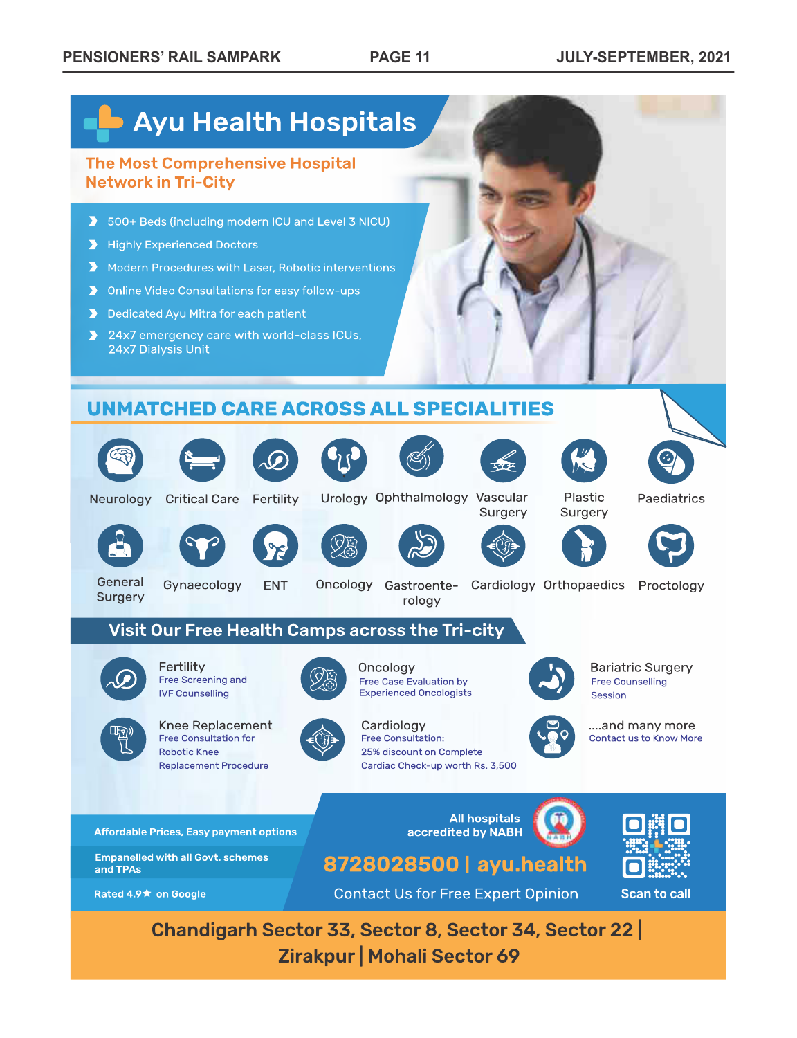# Ayu Health Hospitals

## The Most Comprehensive Hospital Network in Tri-City

- 500+ Beds (including modern ICU and Level 3 NICU)
- Highly Experienced Doctors
- Modern Procedures with Laser, Robotic interventions
- Online Video Consultations for easy follow-ups
- Dedicated Ayu Mitra for each patient
- 24x7 emergency care with world-class ICUs, 24x7 Dialysis Unit

## UNMATCHED CARE ACROSS ALL SPECIALITIES

Neurology | Critical Care | Fertility | Urology | Ophthalmology | Vascular Surgery | Plastic Surgery | Paediatrics

General Surgery | Gynaecology | ENT | Oncology | Gastroenterology | Cardiology | Orthopaedics | Proctology

## Visit Our Free Health Camps across the Tri-city

**Fertility**
Free Screening and IVF Counselling

**Oncology**
Free Case Evaluation by Experienced Oncologists

**Bariatric Surgery**
Free Counselling Session

**Knee Replacement**
Free Consultation for Robotic Knee Replacement Procedure

**Cardiology**
Free Consultation:
25% discount on Complete Cardiac Check-up worth Rs. 3,500

**....and many more**
Contact us to Know More

---

- Affordable Prices, Easy payment options
- Empanelled with all Govt. schemes and TPAs
- Rated 4.9★ on Google

All hospitals accredited by NABH

**8728028500 | ayu.health**

Contact Us for Free Expert Opinion

Scan to call

**Chandigarh Sector 33, Sector 8, Sector 34, Sector 22 | Zirakpur | Mohali Sector 69**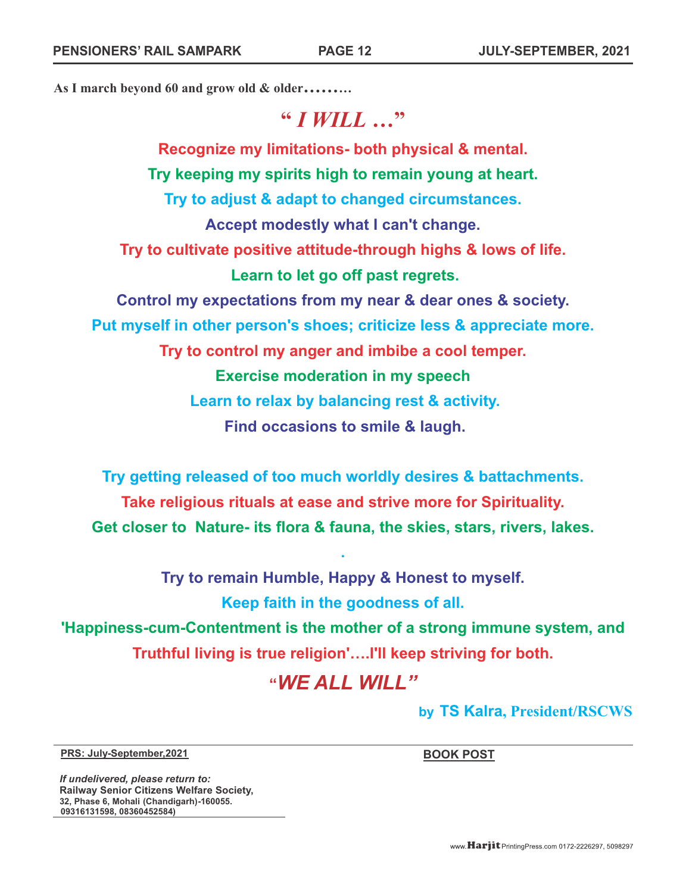**As I march beyond 60 and grow old & older………**

# *" I WILL …"*

**Recognize my limitations- both physical & mental.**

**Try keeping my spirits high to remain young at heart.**

**Try to adjust & adapt to changed circumstances.**

**Accept modestly what I can't change.**

**Try to cultivate positive attitude-through highs & lows of life.**

**Learn to let go off past regrets.**

**Control my expectations from my near & dear ones & society.**

**Put myself in other person's shoes; criticize less & appreciate more.**

**Try to control my anger and imbibe a cool temper.**

**Exercise moderation in my speech**

**Learn to relax by balancing rest & activity.**

**Find occasions to smile & laugh.**

**Try getting released of too much worldly desires & battachments.**

**Take religious rituals at ease and strive more for Spirituality.**

**Get closer to Nature- its flora & fauna, the skies, stars, rivers, lakes.**

.

**Try to remain Humble, Happy & Honest to myself.**

**Keep faith in the goodness of all.**

**'Happiness-cum-Contentment is the mother of a strong immune system, and Truthful living is true religion'….I'll keep striving for both.**

## *"WE ALL WILL"*

**by TS Kalra, President/RSCWS**

---

**PRS: July-September,2021**

**BOOK POST**

*If undelivered, please return to:*
**Railway Senior Citizens Welfare Society,**
**32, Phase 6, Mohali (Chandigarh)-160055.**
**09316131598, 08360452584)**

www.Harjit PrintingPress.com 0172-2226297, 5098297